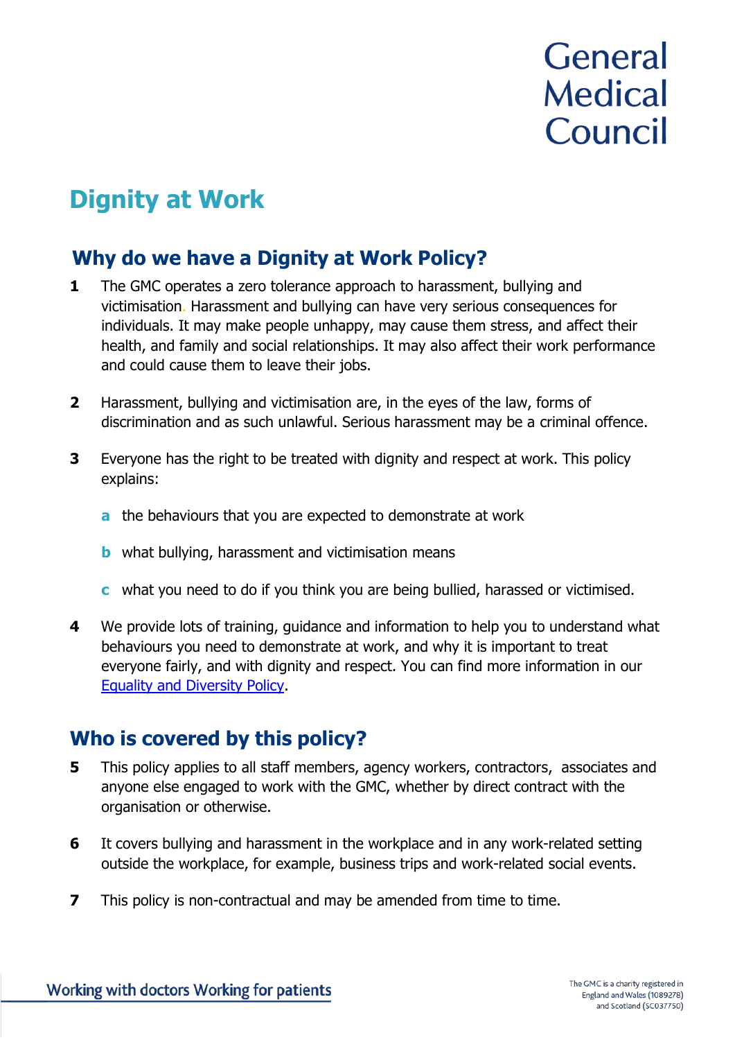General Medical Council

# Dignity at Work

## Why do we have a Dignity at Work Policy?

**1** The GMC operates a zero tolerance approach to harassment, bullying and victimisation. Harassment and bullying can have very serious consequences for individuals. It may make people unhappy, may cause them stress, and affect their health, and family and social relationships. It may also affect their work performance and could cause them to leave their jobs.

**2** Harassment, bullying and victimisation are, in the eyes of the law, forms of discrimination and as such unlawful. Serious harassment may be a criminal offence.

**3** Everyone has the right to be treated with dignity and respect at work. This policy explains:

- **a** the behaviours that you are expected to demonstrate at work
- **b** what bullying, harassment and victimisation means
- **c** what you need to do if you think you are being bullied, harassed or victimised.

**4** We provide lots of training, guidance and information to help you to understand what behaviours you need to demonstrate at work, and why it is important to treat everyone fairly, and with dignity and respect. You can find more information in our Equality and Diversity Policy.

## Who is covered by this policy?

**5** This policy applies to all staff members, agency workers, contractors, associates and anyone else engaged to work with the GMC, whether by direct contract with the organisation or otherwise.

**6** It covers bullying and harassment in the workplace and in any work-related setting outside the workplace, for example, business trips and work-related social events.

**7** This policy is non-contractual and may be amended from time to time.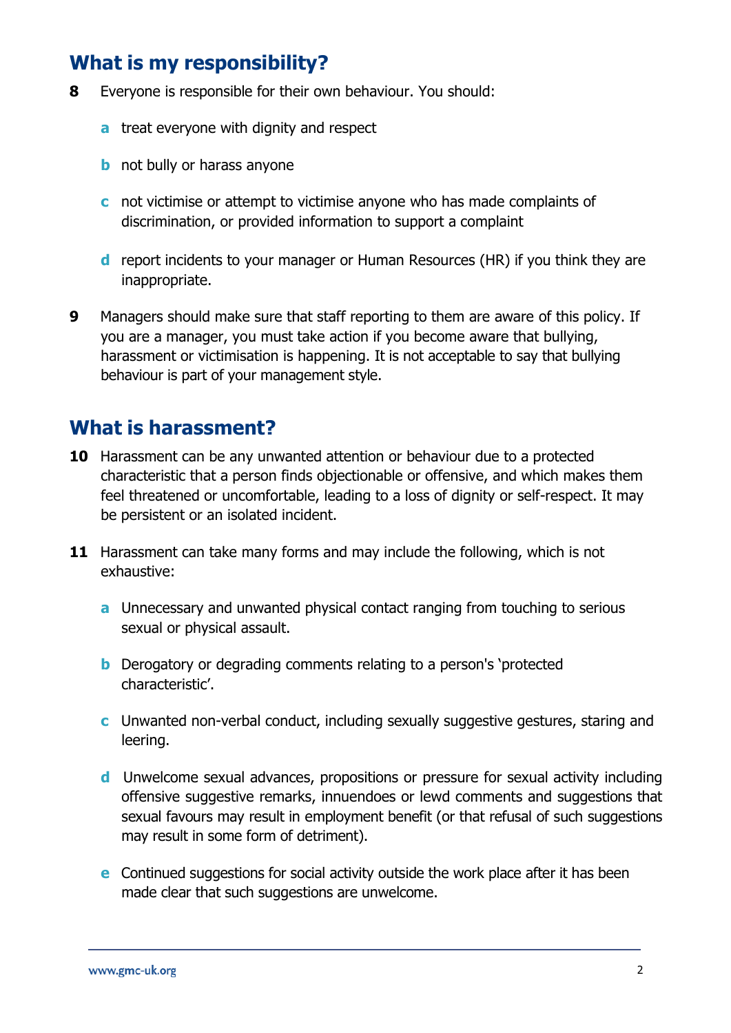## What is my responsibility?

**8** Everyone is responsible for their own behaviour. You should:

- **a** treat everyone with dignity and respect
- **b** not bully or harass anyone
- **c** not victimise or attempt to victimise anyone who has made complaints of discrimination, or provided information to support a complaint
- **d** report incidents to your manager or Human Resources (HR) if you think they are inappropriate.

**9** Managers should make sure that staff reporting to them are aware of this policy. If you are a manager, you must take action if you become aware that bullying, harassment or victimisation is happening. It is not acceptable to say that bullying behaviour is part of your management style.

## What is harassment?

**10** Harassment can be any unwanted attention or behaviour due to a protected characteristic that a person finds objectionable or offensive, and which makes them feel threatened or uncomfortable, leading to a loss of dignity or self-respect. It may be persistent or an isolated incident.

**11** Harassment can take many forms and may include the following, which is not exhaustive:

- **a** Unnecessary and unwanted physical contact ranging from touching to serious sexual or physical assault.
- **b** Derogatory or degrading comments relating to a person's 'protected characteristic'.
- **c** Unwanted non-verbal conduct, including sexually suggestive gestures, staring and leering.
- **d** Unwelcome sexual advances, propositions or pressure for sexual activity including offensive suggestive remarks, innuendoes or lewd comments and suggestions that sexual favours may result in employment benefit (or that refusal of such suggestions may result in some form of detriment).
- **e** Continued suggestions for social activity outside the work place after it has been made clear that such suggestions are unwelcome.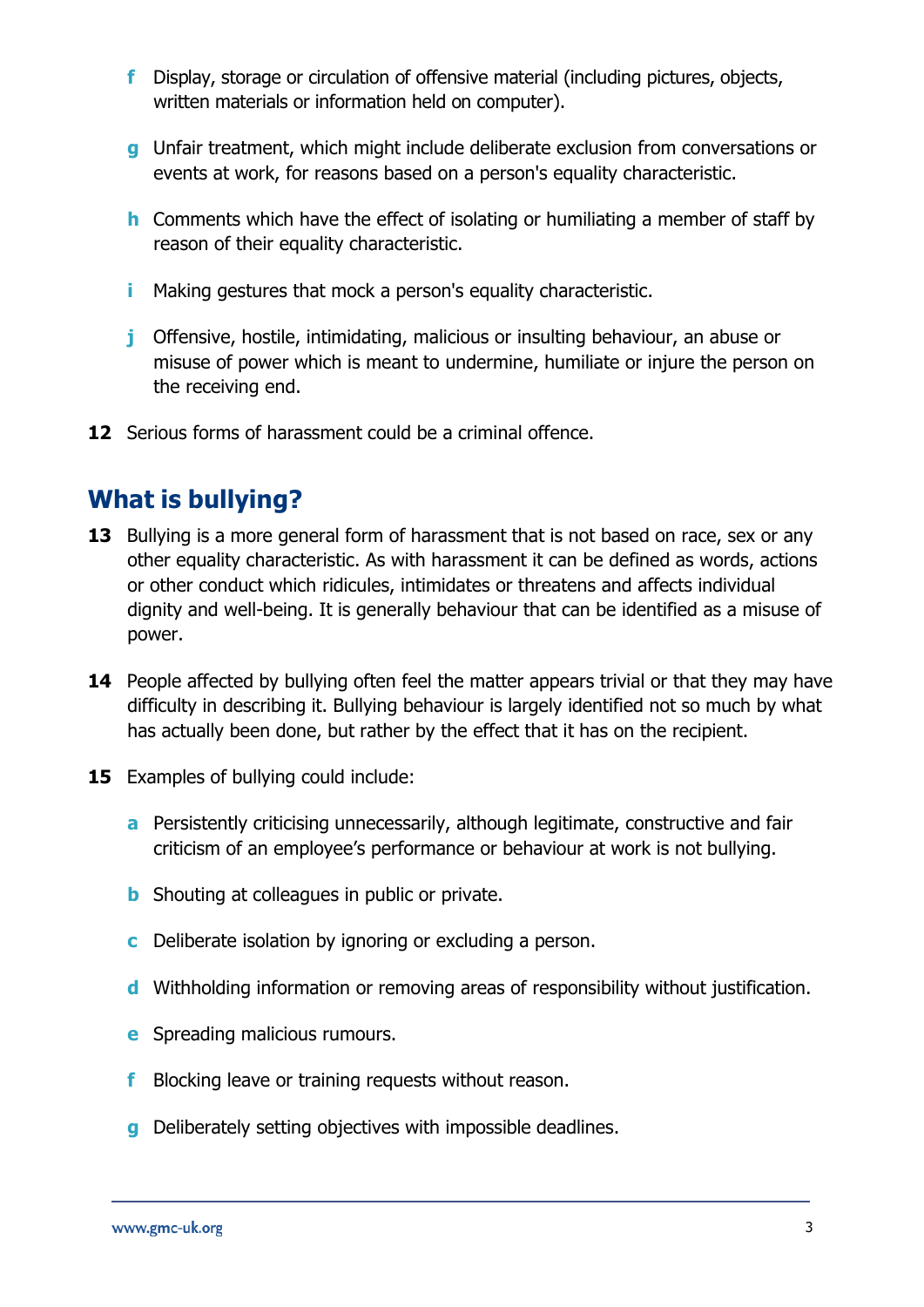f Display, storage or circulation of offensive material (including pictures, objects, written materials or information held on computer).

g Unfair treatment, which might include deliberate exclusion from conversations or events at work, for reasons based on a person's equality characteristic.

h Comments which have the effect of isolating or humiliating a member of staff by reason of their equality characteristic.

i Making gestures that mock a person's equality characteristic.

j Offensive, hostile, intimidating, malicious or insulting behaviour, an abuse or misuse of power which is meant to undermine, humiliate or injure the person on the receiving end.

**12** Serious forms of harassment could be a criminal offence.

## What is bullying?

**13** Bullying is a more general form of harassment that is not based on race, sex or any other equality characteristic. As with harassment it can be defined as words, actions or other conduct which ridicules, intimidates or threatens and affects individual dignity and well-being. It is generally behaviour that can be identified as a misuse of power.

**14** People affected by bullying often feel the matter appears trivial or that they may have difficulty in describing it. Bullying behaviour is largely identified not so much by what has actually been done, but rather by the effect that it has on the recipient.

**15** Examples of bullying could include:

a Persistently criticising unnecessarily, although legitimate, constructive and fair criticism of an employee's performance or behaviour at work is not bullying.

b Shouting at colleagues in public or private.

c Deliberate isolation by ignoring or excluding a person.

d Withholding information or removing areas of responsibility without justification.

e Spreading malicious rumours.

f Blocking leave or training requests without reason.

g Deliberately setting objectives with impossible deadlines.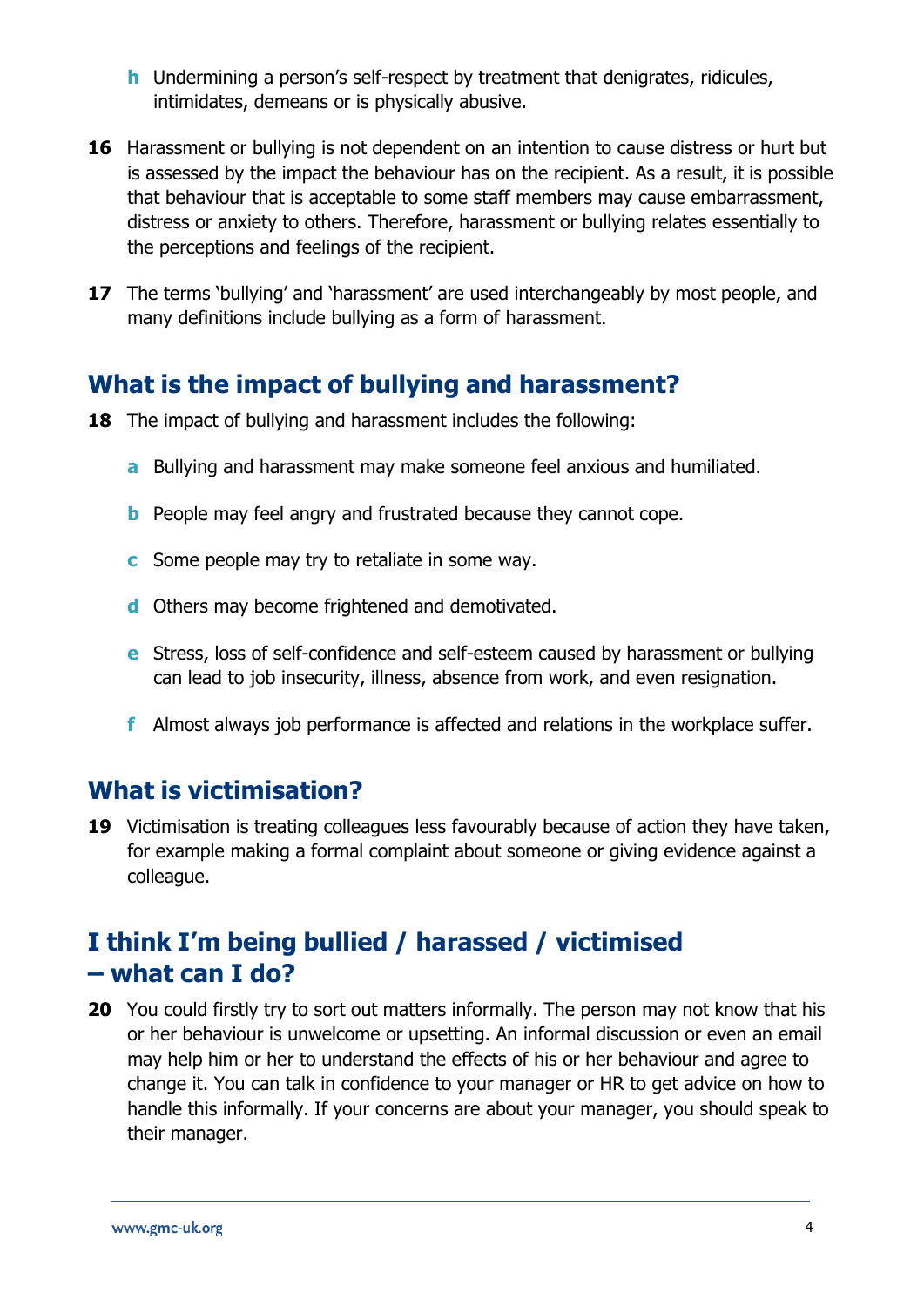h Undermining a person's self-respect by treatment that denigrates, ridicules, intimidates, demeans or is physically abusive.

**16** Harassment or bullying is not dependent on an intention to cause distress or hurt but is assessed by the impact the behaviour has on the recipient. As a result, it is possible that behaviour that is acceptable to some staff members may cause embarrassment, distress or anxiety to others. Therefore, harassment or bullying relates essentially to the perceptions and feelings of the recipient.

**17** The terms 'bullying' and 'harassment' are used interchangeably by most people, and many definitions include bullying as a form of harassment.

## What is the impact of bullying and harassment?

**18** The impact of bullying and harassment includes the following:

a Bullying and harassment may make someone feel anxious and humiliated.

b People may feel angry and frustrated because they cannot cope.

c Some people may try to retaliate in some way.

d Others may become frightened and demotivated.

e Stress, loss of self-confidence and self-esteem caused by harassment or bullying can lead to job insecurity, illness, absence from work, and even resignation.

f Almost always job performance is affected and relations in the workplace suffer.

## What is victimisation?

**19** Victimisation is treating colleagues less favourably because of action they have taken, for example making a formal complaint about someone or giving evidence against a colleague.

## I think I'm being bullied / harassed / victimised – what can I do?

**20** You could firstly try to sort out matters informally. The person may not know that his or her behaviour is unwelcome or upsetting. An informal discussion or even an email may help him or her to understand the effects of his or her behaviour and agree to change it. You can talk in confidence to your manager or HR to get advice on how to handle this informally. If your concerns are about your manager, you should speak to their manager.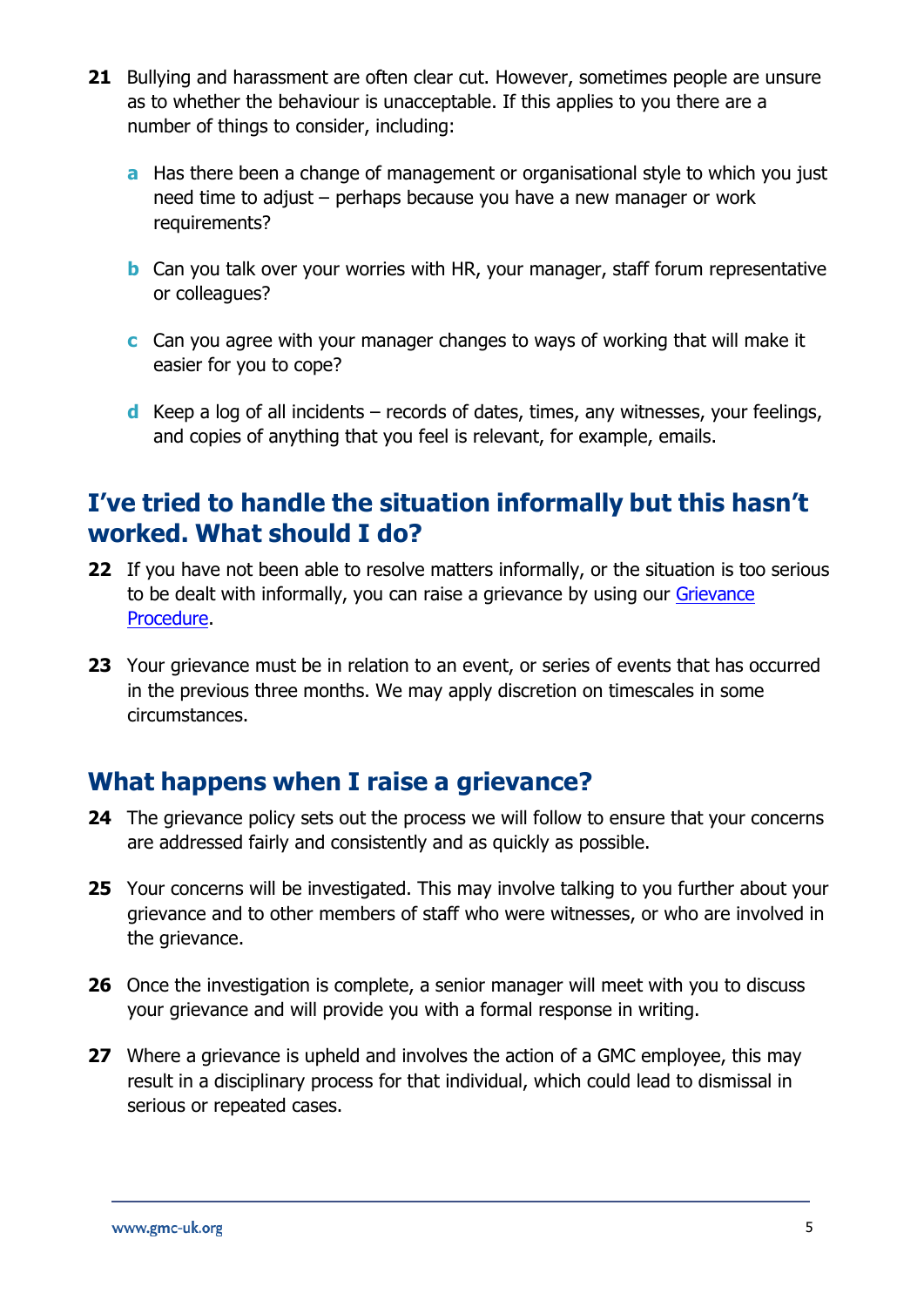21 Bullying and harassment are often clear cut. However, sometimes people are unsure as to whether the behaviour is unacceptable. If this applies to you there are a number of things to consider, including:

   a Has there been a change of management or organisational style to which you just need time to adjust – perhaps because you have a new manager or work requirements?

   b Can you talk over your worries with HR, your manager, staff forum representative or colleagues?

   c Can you agree with your manager changes to ways of working that will make it easier for you to cope?

   d Keep a log of all incidents – records of dates, times, any witnesses, your feelings, and copies of anything that you feel is relevant, for example, emails.

## I've tried to handle the situation informally but this hasn't worked. What should I do?

22 If you have not been able to resolve matters informally, or the situation is too serious to be dealt with informally, you can raise a grievance by using our Grievance Procedure.

23 Your grievance must be in relation to an event, or series of events that has occurred in the previous three months. We may apply discretion on timescales in some circumstances.

## What happens when I raise a grievance?

24 The grievance policy sets out the process we will follow to ensure that your concerns are addressed fairly and consistently and as quickly as possible.

25 Your concerns will be investigated. This may involve talking to you further about your grievance and to other members of staff who were witnesses, or who are involved in the grievance.

26 Once the investigation is complete, a senior manager will meet with you to discuss your grievance and will provide you with a formal response in writing.

27 Where a grievance is upheld and involves the action of a GMC employee, this may result in a disciplinary process for that individual, which could lead to dismissal in serious or repeated cases.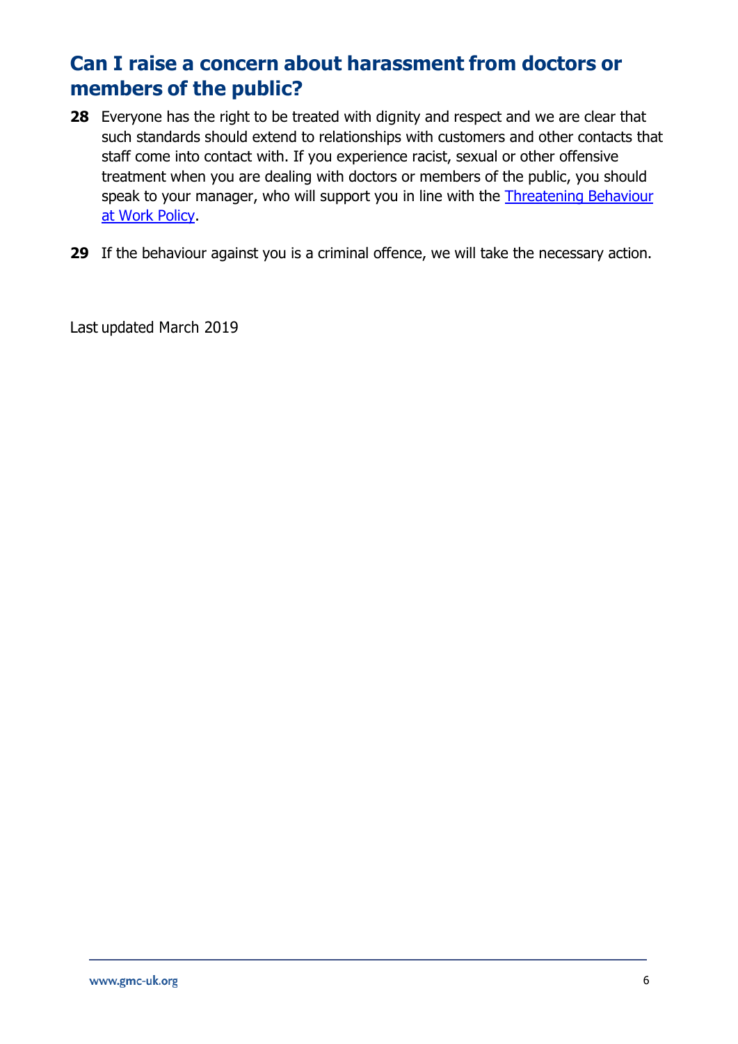## Can I raise a concern about harassment from doctors or members of the public?

**28** Everyone has the right to be treated with dignity and respect and we are clear that such standards should extend to relationships with customers and other contacts that staff come into contact with. If you experience racist, sexual or other offensive treatment when you are dealing with doctors or members of the public, you should speak to your manager, who will support you in line with the Threatening Behaviour at Work Policy.

**29** If the behaviour against you is a criminal offence, we will take the necessary action.

Last updated March 2019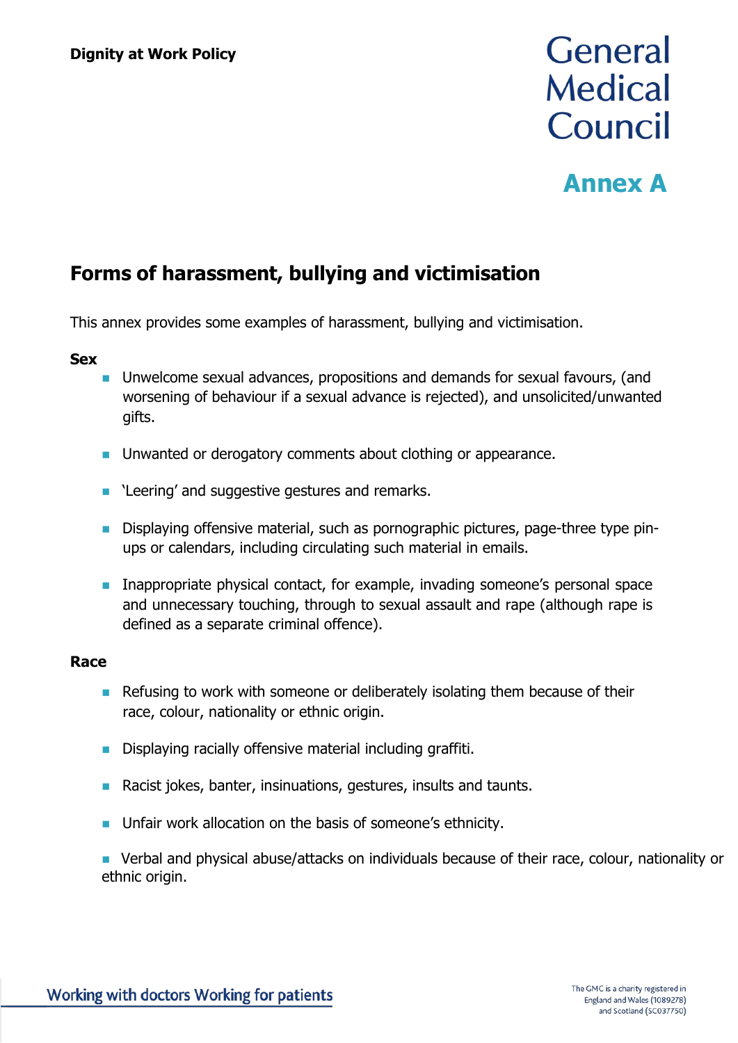# Annex A

## Forms of harassment, bullying and victimisation

This annex provides some examples of harassment, bullying and victimisation.

**Sex**

- Unwelcome sexual advances, propositions and demands for sexual favours, (and worsening of behaviour if a sexual advance is rejected), and unsolicited/unwanted gifts.
- Unwanted or derogatory comments about clothing or appearance.
- 'Leering' and suggestive gestures and remarks.
- Displaying offensive material, such as pornographic pictures, page-three type pin-ups or calendars, including circulating such material in emails.
- Inappropriate physical contact, for example, invading someone's personal space and unnecessary touching, through to sexual assault and rape (although rape is defined as a separate criminal offence).

**Race**

- Refusing to work with someone or deliberately isolating them because of their race, colour, nationality or ethnic origin.
- Displaying racially offensive material including graffiti.
- Racist jokes, banter, insinuations, gestures, insults and taunts.
- Unfair work allocation on the basis of someone's ethnicity.
- Verbal and physical abuse/attacks on individuals because of their race, colour, nationality or ethnic origin.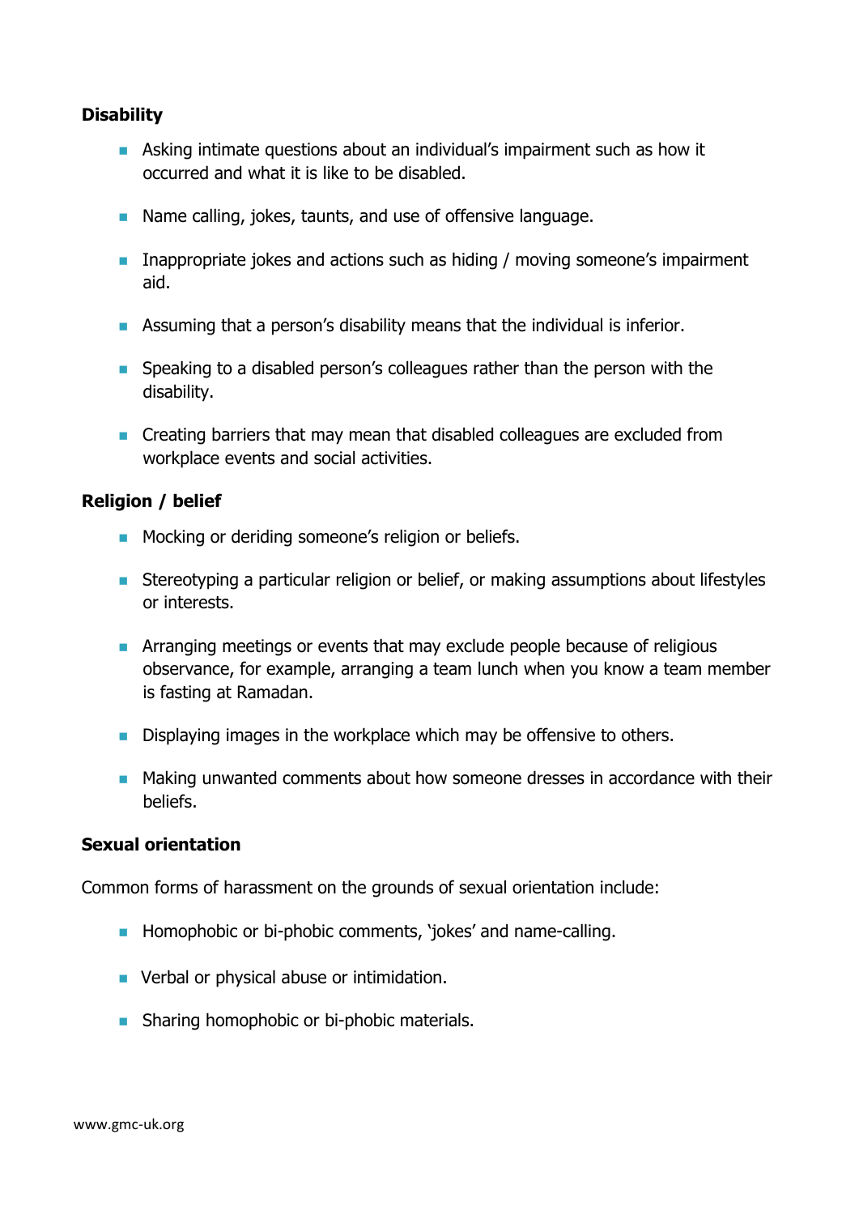**Disability**

- Asking intimate questions about an individual's impairment such as how it occurred and what it is like to be disabled.
- Name calling, jokes, taunts, and use of offensive language.
- Inappropriate jokes and actions such as hiding / moving someone's impairment aid.
- Assuming that a person's disability means that the individual is inferior.
- Speaking to a disabled person's colleagues rather than the person with the disability.
- Creating barriers that may mean that disabled colleagues are excluded from workplace events and social activities.

**Religion / belief**

- Mocking or deriding someone's religion or beliefs.
- Stereotyping a particular religion or belief, or making assumptions about lifestyles or interests.
- Arranging meetings or events that may exclude people because of religious observance, for example, arranging a team lunch when you know a team member is fasting at Ramadan.
- Displaying images in the workplace which may be offensive to others.
- Making unwanted comments about how someone dresses in accordance with their beliefs.

**Sexual orientation**

Common forms of harassment on the grounds of sexual orientation include:

- Homophobic or bi-phobic comments, 'jokes' and name-calling.
- Verbal or physical abuse or intimidation.
- Sharing homophobic or bi-phobic materials.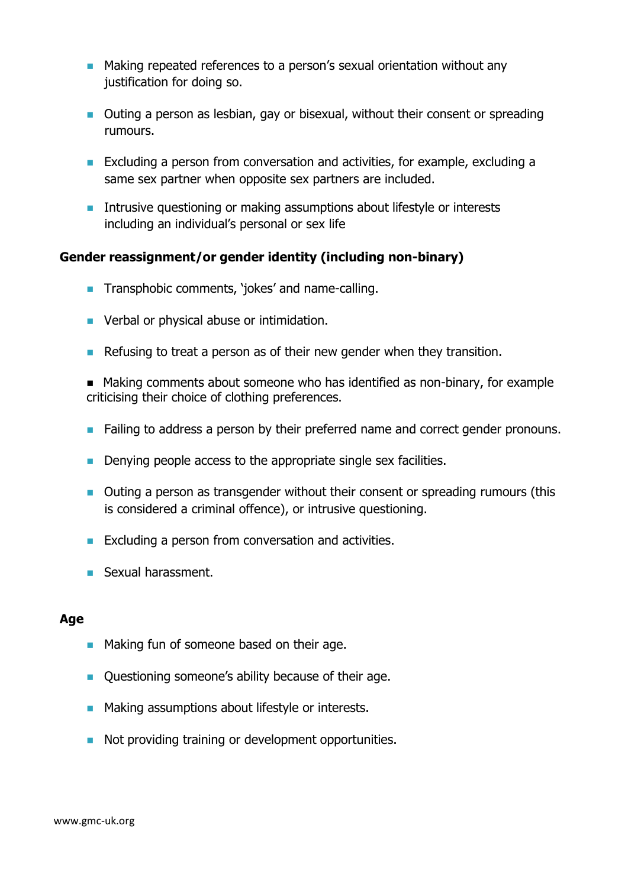- Making repeated references to a person's sexual orientation without any justification for doing so.
- Outing a person as lesbian, gay or bisexual, without their consent or spreading rumours.
- Excluding a person from conversation and activities, for example, excluding a same sex partner when opposite sex partners are included.
- Intrusive questioning or making assumptions about lifestyle or interests including an individual's personal or sex life

**Gender reassignment/or gender identity (including non-binary)**

- Transphobic comments, 'jokes' and name-calling.
- Verbal or physical abuse or intimidation.
- Refusing to treat a person as of their new gender when they transition.
- Making comments about someone who has identified as non-binary, for example criticising their choice of clothing preferences.
- Failing to address a person by their preferred name and correct gender pronouns.
- Denying people access to the appropriate single sex facilities.
- Outing a person as transgender without their consent or spreading rumours (this is considered a criminal offence), or intrusive questioning.
- Excluding a person from conversation and activities.
- Sexual harassment.

**Age**

- Making fun of someone based on their age.
- Questioning someone's ability because of their age.
- Making assumptions about lifestyle or interests.
- Not providing training or development opportunities.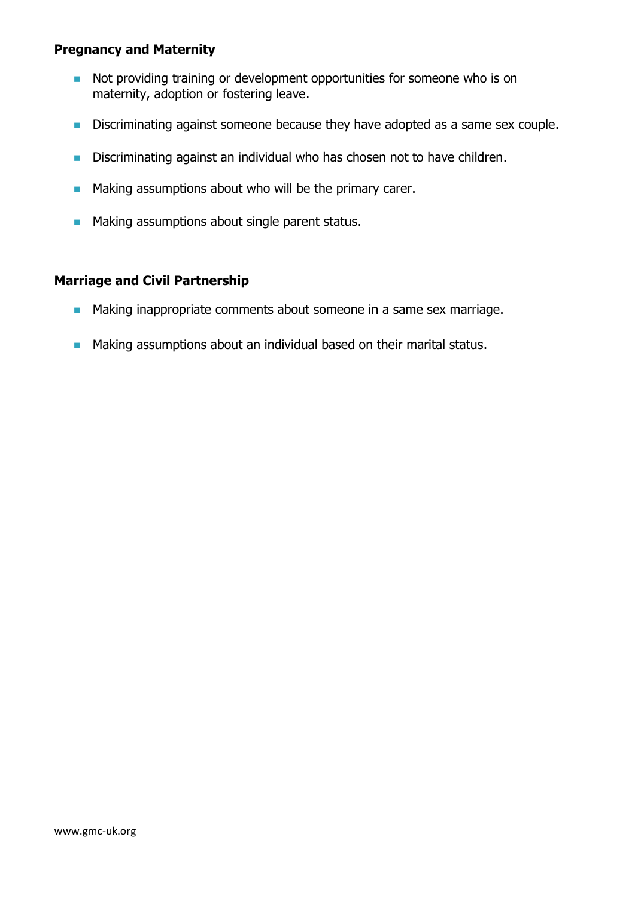**Pregnancy and Maternity**

- Not providing training or development opportunities for someone who is on maternity, adoption or fostering leave.
- Discriminating against someone because they have adopted as a same sex couple.
- Discriminating against an individual who has chosen not to have children.
- Making assumptions about who will be the primary carer.
- Making assumptions about single parent status.

**Marriage and Civil Partnership**

- Making inappropriate comments about someone in a same sex marriage.
- Making assumptions about an individual based on their marital status.